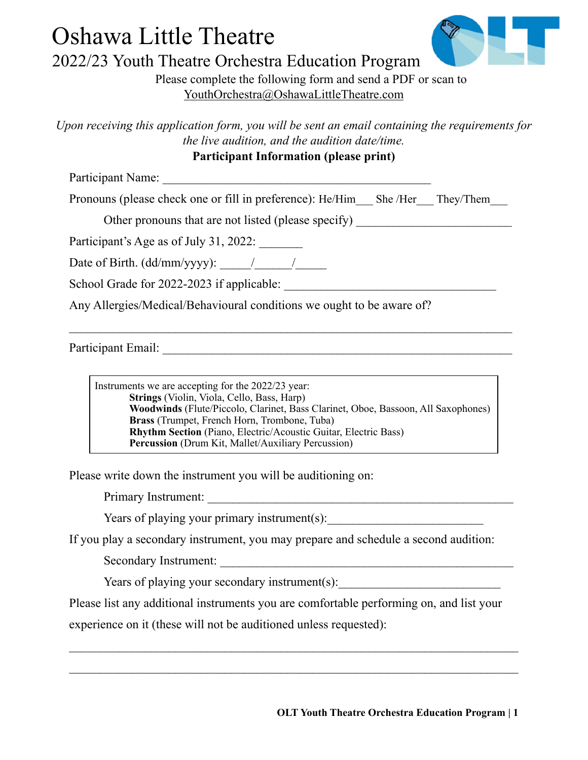# Oshawa Little Theatre

## 2022/23 Youth Theatre Orchestra Education Program

Please complete the following form and send a PDF or scan to
YouthOrchestra@OshawaLittleTheatre.com

*Upon receiving this application form, you will be sent an email containing the requirements for the live audition, and the audition date/time.*

**Participant Information (please print)**

Participant Name: ___________________________________________

Pronouns (please check one or fill in preference): He/Him___ She /Her___ They/Them___

Other pronouns that are not listed (please specify) _________________________

Participant's Age as of July 31, 2022: _______

Date of Birth. (dd/mm/yyyy): _____/______/_____

School Grade for 2022-2023 if applicable: ___________________________________

Any Allergies/Medical/Behavioural conditions we ought to be aware of?

_______________________________________________________________________

Participant Email: _______________________________________________________

Instruments we are accepting for the 2022/23 year:

- **Strings** (Violin, Viola, Cello, Bass, Harp)
- **Woodwinds** (Flute/Piccolo, Clarinet, Bass Clarinet, Oboe, Bassoon, All Saxophones)
- **Brass** (Trumpet, French Horn, Trombone, Tuba)
- **Rhythm Section** (Piano, Electric/Acoustic Guitar, Electric Bass)
- **Percussion** (Drum Kit, Mallet/Auxiliary Percussion)

Please write down the instrument you will be auditioning on:

Primary Instrument: _________________________________________________

Years of playing your primary instrument(s):_________________________

If you play a secondary instrument, you may prepare and schedule a second audition:

Secondary Instrument: _______________________________________________

Years of playing your secondary instrument(s):_________________________

Please list any additional instruments you are comfortable performing on, and list your experience on it (these will not be auditioned unless requested):

_______________________________________________________________________

_______________________________________________________________________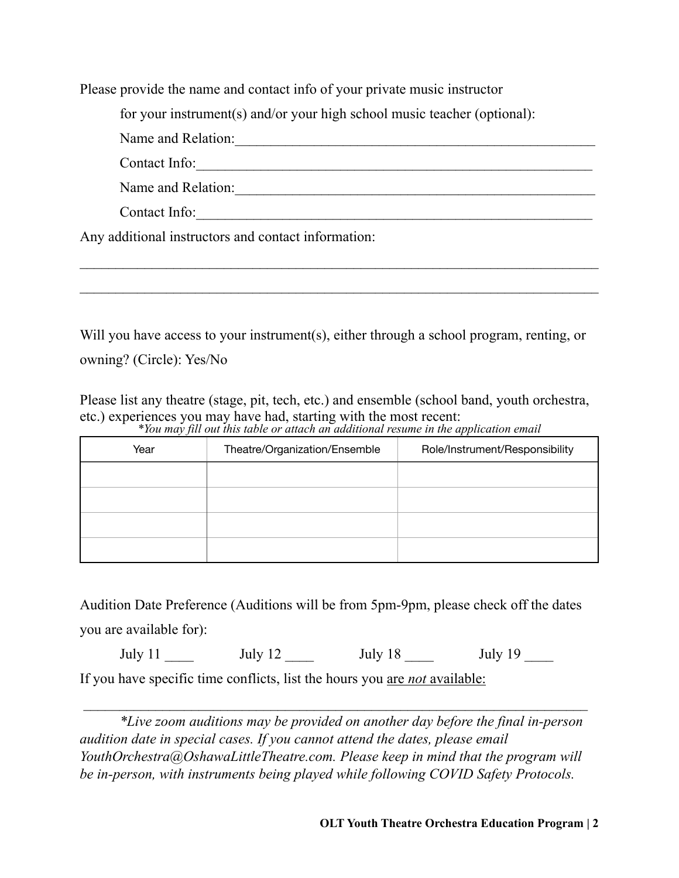Please provide the name and contact info of your private music instructor

for your instrument(s) and/or your high school music teacher (optional):

Name and Relation:\_\_\_\_\_\_\_\_\_\_\_\_\_\_\_\_\_\_\_\_\_\_\_\_\_\_\_\_\_\_\_\_\_\_\_\_\_\_\_\_\_\_\_\_\_\_\_\_\_\_\_\_

Contact Info:\_\_\_\_\_\_\_\_\_\_\_\_\_\_\_\_\_\_\_\_\_\_\_\_\_\_\_\_\_\_\_\_\_\_\_\_\_\_\_\_\_\_\_\_\_\_\_\_\_\_\_\_\_\_\_\_\_

Name and Relation:\_\_\_\_\_\_\_\_\_\_\_\_\_\_\_\_\_\_\_\_\_\_\_\_\_\_\_\_\_\_\_\_\_\_\_\_\_\_\_\_\_\_\_\_\_\_\_\_\_\_\_\_

Contact Info:\_\_\_\_\_\_\_\_\_\_\_\_\_\_\_\_\_\_\_\_\_\_\_\_\_\_\_\_\_\_\_\_\_\_\_\_\_\_\_\_\_\_\_\_\_\_\_\_\_\_\_\_\_\_\_\_\_

Any additional instructors and contact information:

\_\_\_\_\_\_\_\_\_\_\_\_\_\_\_\_\_\_\_\_\_\_\_\_\_\_\_\_\_\_\_\_\_\_\_\_\_\_\_\_\_\_\_\_\_\_\_\_\_\_\_\_\_\_\_\_\_\_\_\_\_\_\_\_\_\_\_\_\_\_\_\_\_\_\_

\_\_\_\_\_\_\_\_\_\_\_\_\_\_\_\_\_\_\_\_\_\_\_\_\_\_\_\_\_\_\_\_\_\_\_\_\_\_\_\_\_\_\_\_\_\_\_\_\_\_\_\_\_\_\_\_\_\_\_\_\_\_\_\_\_\_\_\_\_\_\_\_\_\_\_

Will you have access to your instrument(s), either through a school program, renting, or owning? (Circle): Yes/No

Please list any theatre (stage, pit, tech, etc.) and ensemble (school band, youth orchestra, etc.) experiences you may have had, starting with the most recent:

*\*You may fill out this table or attach an additional resume in the application email*

| Year | Theatre/Organization/Ensemble | Role/Instrument/Responsibility |
|---|---|---|
| | | |
| | | |
| | | |
| | | |

Audition Date Preference (Auditions will be from 5pm-9pm, please check off the dates you are available for):

July 11 \_\_\_\_ July 12 \_\_\_\_ July 18 \_\_\_\_ July 19 \_\_\_\_

If you have specific time conflicts, list the hours you <u>are *not* available:</u>

\_\_\_\_\_\_\_\_\_\_\_\_\_\_\_\_\_\_\_\_\_\_\_\_\_\_\_\_\_\_\_\_\_\_\_\_\_\_\_\_\_\_\_\_\_\_\_\_\_\_\_\_\_\_\_\_\_\_\_\_\_\_\_\_\_\_\_\_\_\_\_\_\_\_

*\*Live zoom auditions may be provided on another day before the final in-person audition date in special cases. If you cannot attend the dates, please email YouthOrchestra@OshawaLittleTheatre.com. Please keep in mind that the program will be in-person, with instruments being played while following COVID Safety Protocols.*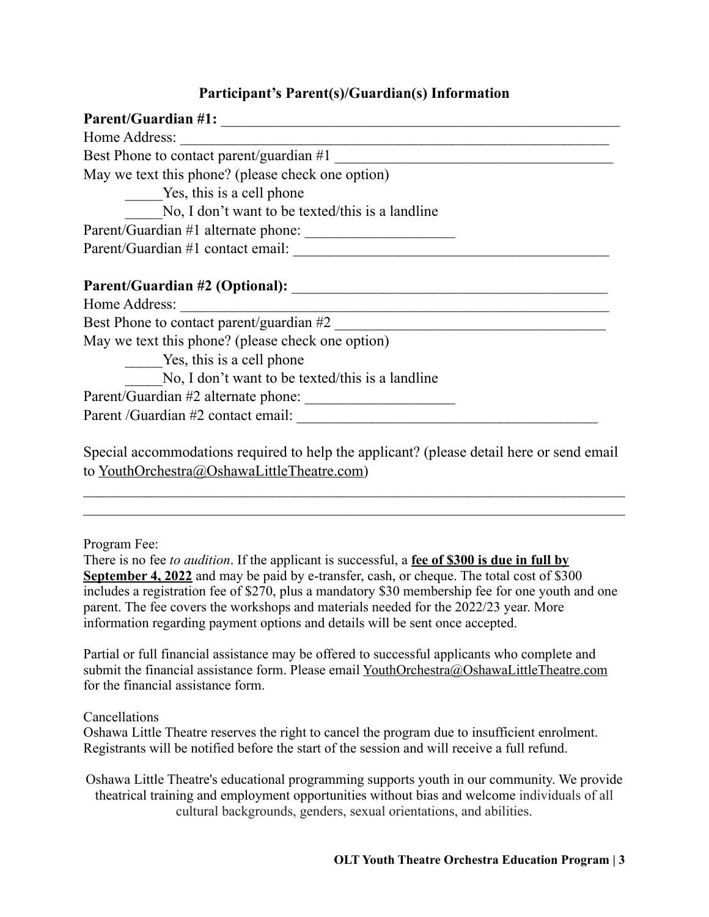## Participant's Parent(s)/Guardian(s) Information

**Parent/Guardian #1:** ______________________________________________________

Home Address: __________________________________________________________

Best Phone to contact parent/guardian #1 ____________________________________

May we text this phone? (please check one option)

_____Yes, this is a cell phone

_____No, I don't want to be texted/this is a landline

Parent/Guardian #1 alternate phone: ___________________

Parent/Guardian #1 contact email: ___________________________________________

**Parent/Guardian #2 (Optional):** __________________________________________

Home Address: __________________________________________________________

Best Phone to contact parent/guardian #2 ___________________________________

May we text this phone? (please check one option)

_____Yes, this is a cell phone

_____No, I don't want to be texted/this is a landline

Parent/Guardian #2 alternate phone: ___________________

Parent /Guardian #2 contact email: _______________________________________

Special accommodations required to help the applicant? (please detail here or send email to YouthOrchestra@OshawaLittleTheatre.com)

___________________________________________________________________________

___________________________________________________________________________

Program Fee:

There is no fee *to audition*. If the applicant is successful, a **fee of $300 is due in full by September 4, 2022** and may be paid by e-transfer, cash, or cheque. The total cost of $300 includes a registration fee of $270, plus a mandatory $30 membership fee for one youth and one parent. The fee covers the workshops and materials needed for the 2022/23 year. More information regarding payment options and details will be sent once accepted.

Partial or full financial assistance may be offered to successful applicants who complete and submit the financial assistance form. Please email YouthOrchestra@OshawaLittleTheatre.com for the financial assistance form.

Cancellations

Oshawa Little Theatre reserves the right to cancel the program due to insufficient enrolment. Registrants will be notified before the start of the session and will receive a full refund.

Oshawa Little Theatre's educational programming supports youth in our community. We provide theatrical training and employment opportunities without bias and welcome individuals of all cultural backgrounds, genders, sexual orientations, and abilities.